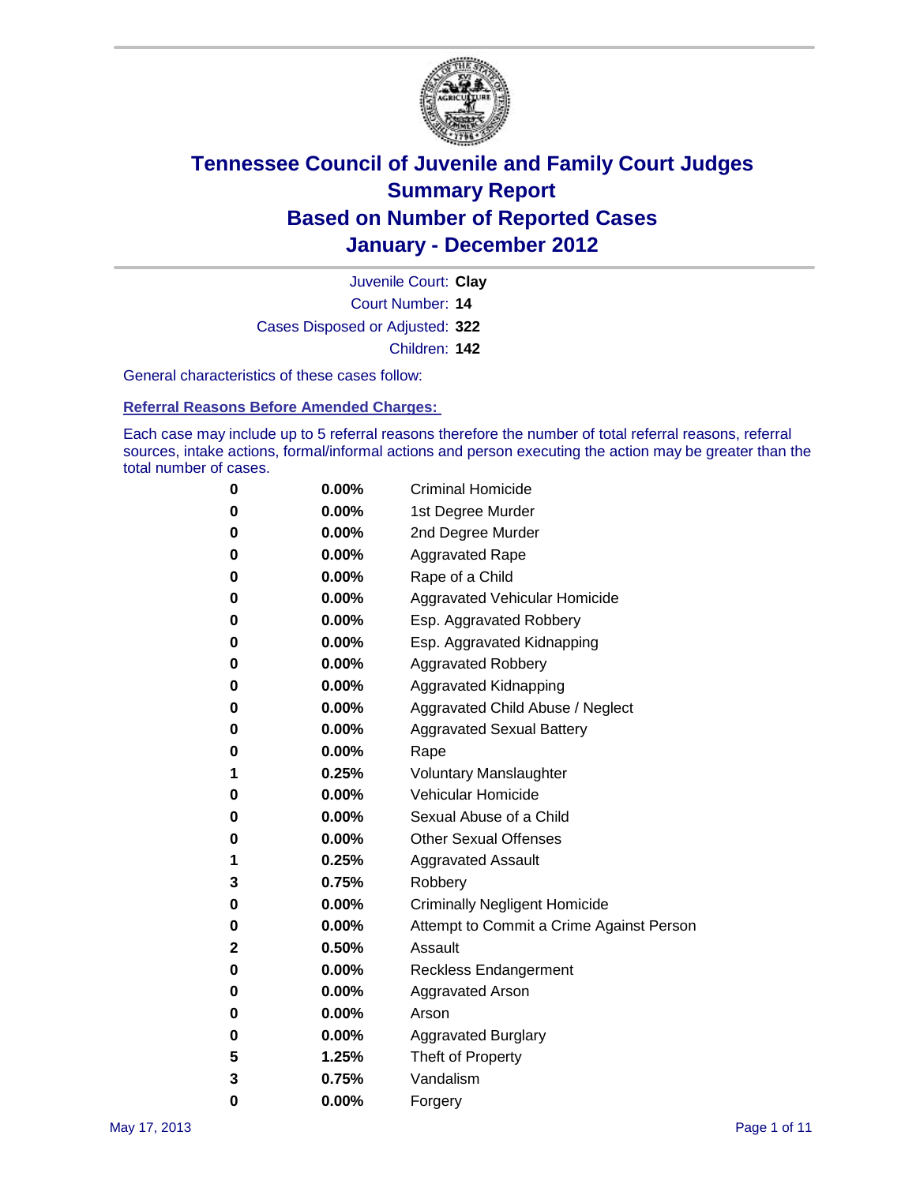# Tennessee Council of Juvenile and Family Court Judges
# Summary Report
# Based on Number of Reported Cases
# January - December 2012

Juvenile Court: **Clay**
Court Number: **14**
Cases Disposed or Adjusted: **322**
Children: **142**

General characteristics of these cases follow:

**Referral Reasons Before Amended Charges:**

Each case may include up to 5 referral reasons therefore the number of total referral reasons, referral sources, intake actions, formal/informal actions and person executing the action may be greater than the total number of cases.

| Count | Percent | Referral Reason |
|---|---|---|
| 0 | 0.00% | Criminal Homicide |
| 0 | 0.00% | 1st Degree Murder |
| 0 | 0.00% | 2nd Degree Murder |
| 0 | 0.00% | Aggravated Rape |
| 0 | 0.00% | Rape of a Child |
| 0 | 0.00% | Aggravated Vehicular Homicide |
| 0 | 0.00% | Esp. Aggravated Robbery |
| 0 | 0.00% | Esp. Aggravated Kidnapping |
| 0 | 0.00% | Aggravated Robbery |
| 0 | 0.00% | Aggravated Kidnapping |
| 0 | 0.00% | Aggravated Child Abuse / Neglect |
| 0 | 0.00% | Aggravated Sexual Battery |
| 0 | 0.00% | Rape |
| 1 | 0.25% | Voluntary Manslaughter |
| 0 | 0.00% | Vehicular Homicide |
| 0 | 0.00% | Sexual Abuse of a Child |
| 0 | 0.00% | Other Sexual Offenses |
| 1 | 0.25% | Aggravated Assault |
| 3 | 0.75% | Robbery |
| 0 | 0.00% | Criminally Negligent Homicide |
| 0 | 0.00% | Attempt to Commit a Crime Against Person |
| 2 | 0.50% | Assault |
| 0 | 0.00% | Reckless Endangerment |
| 0 | 0.00% | Aggravated Arson |
| 0 | 0.00% | Arson |
| 0 | 0.00% | Aggravated Burglary |
| 5 | 1.25% | Theft of Property |
| 3 | 0.75% | Vandalism |
| 0 | 0.00% | Forgery |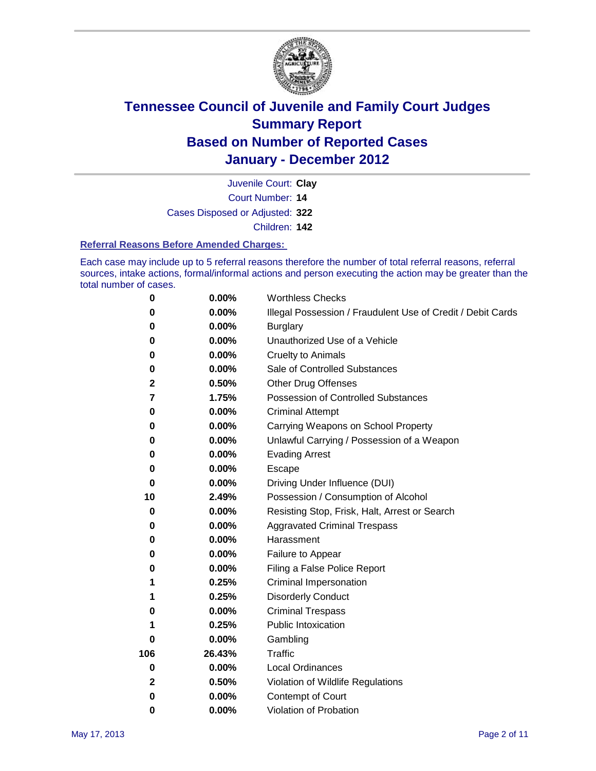# Tennessee Council of Juvenile and Family Court Judges
# Summary Report
# Based on Number of Reported Cases
# January - December 2012

Juvenile Court: **Clay**
Court Number: **14**
Cases Disposed or Adjusted: **322**
Children: **142**

## Referral Reasons Before Amended Charges:

Each case may include up to 5 referral reasons therefore the number of total referral reasons, referral sources, intake actions, formal/informal actions and person executing the action may be greater than the total number of cases.

| Count | Percent | Referral Reason |
|---|---|---|
| 0 | 0.00% | Worthless Checks |
| 0 | 0.00% | Illegal Possession / Fraudulent Use of Credit / Debit Cards |
| 0 | 0.00% | Burglary |
| 0 | 0.00% | Unauthorized Use of a Vehicle |
| 0 | 0.00% | Cruelty to Animals |
| 0 | 0.00% | Sale of Controlled Substances |
| 2 | 0.50% | Other Drug Offenses |
| 7 | 1.75% | Possession of Controlled Substances |
| 0 | 0.00% | Criminal Attempt |
| 0 | 0.00% | Carrying Weapons on School Property |
| 0 | 0.00% | Unlawful Carrying / Possession of a Weapon |
| 0 | 0.00% | Evading Arrest |
| 0 | 0.00% | Escape |
| 0 | 0.00% | Driving Under Influence (DUI) |
| 10 | 2.49% | Possession / Consumption of Alcohol |
| 0 | 0.00% | Resisting Stop, Frisk, Halt, Arrest or Search |
| 0 | 0.00% | Aggravated Criminal Trespass |
| 0 | 0.00% | Harassment |
| 0 | 0.00% | Failure to Appear |
| 0 | 0.00% | Filing a False Police Report |
| 1 | 0.25% | Criminal Impersonation |
| 1 | 0.25% | Disorderly Conduct |
| 0 | 0.00% | Criminal Trespass |
| 1 | 0.25% | Public Intoxication |
| 0 | 0.00% | Gambling |
| 106 | 26.43% | Traffic |
| 0 | 0.00% | Local Ordinances |
| 2 | 0.50% | Violation of Wildlife Regulations |
| 0 | 0.00% | Contempt of Court |
| 0 | 0.00% | Violation of Probation |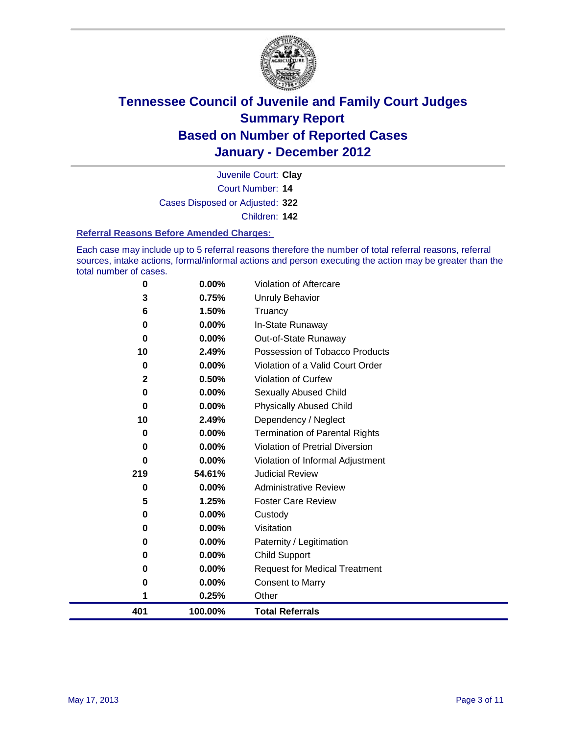# Tennessee Council of Juvenile and Family Court Judges
## Summary Report
## Based on Number of Reported Cases
## January - December 2012

Juvenile Court: **Clay**

Court Number: **14**

Cases Disposed or Adjusted: **322**

Children: **142**

### Referral Reasons Before Amended Charges:

Each case may include up to 5 referral reasons therefore the number of total referral reasons, referral sources, intake actions, formal/informal actions and person executing the action may be greater than the total number of cases.

| Count | Percent | Referral Reason |
|---|---|---|
| 0 | 0.00% | Violation of Aftercare |
| 3 | 0.75% | Unruly Behavior |
| 6 | 1.50% | Truancy |
| 0 | 0.00% | In-State Runaway |
| 0 | 0.00% | Out-of-State Runaway |
| 10 | 2.49% | Possession of Tobacco Products |
| 0 | 0.00% | Violation of a Valid Court Order |
| 2 | 0.50% | Violation of Curfew |
| 0 | 0.00% | Sexually Abused Child |
| 0 | 0.00% | Physically Abused Child |
| 10 | 2.49% | Dependency / Neglect |
| 0 | 0.00% | Termination of Parental Rights |
| 0 | 0.00% | Violation of Pretrial Diversion |
| 0 | 0.00% | Violation of Informal Adjustment |
| 219 | 54.61% | Judicial Review |
| 0 | 0.00% | Administrative Review |
| 5 | 1.25% | Foster Care Review |
| 0 | 0.00% | Custody |
| 0 | 0.00% | Visitation |
| 0 | 0.00% | Paternity / Legitimation |
| 0 | 0.00% | Child Support |
| 0 | 0.00% | Request for Medical Treatment |
| 0 | 0.00% | Consent to Marry |
| 1 | 0.25% | Other |
| **401** | **100.00%** | **Total Referrals** |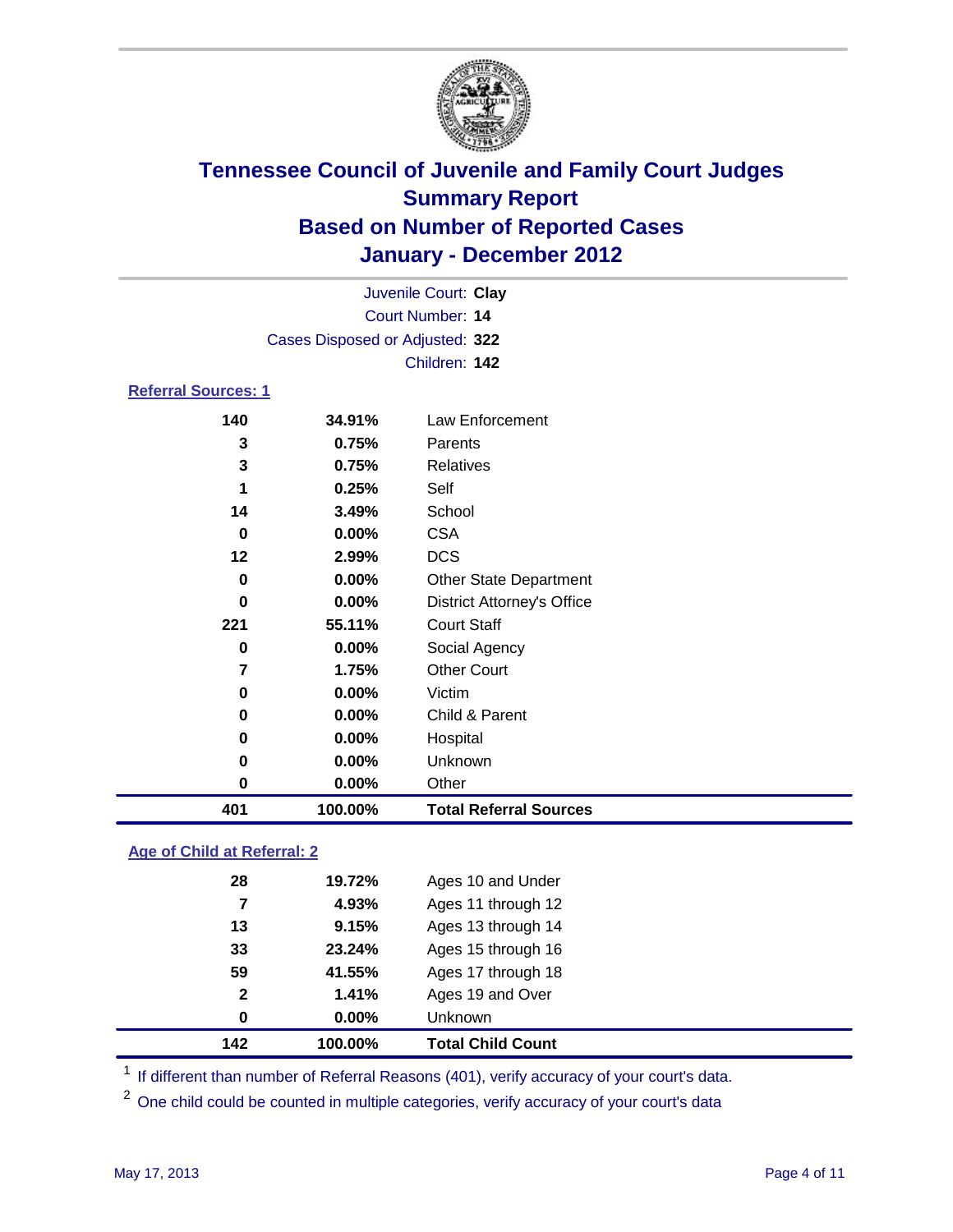# Tennessee Council of Juvenile and Family Court Judges
## Summary Report
## Based on Number of Reported Cases
## January - December 2012

Juvenile Court: **Clay**
Court Number: **14**
Cases Disposed or Adjusted: **322**
Children: **142**

### Referral Sources: 1

| | | |
|---|---|---|
| 140 | 34.91% | Law Enforcement |
| 3 | 0.75% | Parents |
| 3 | 0.75% | Relatives |
| 1 | 0.25% | Self |
| 14 | 3.49% | School |
| 0 | 0.00% | CSA |
| 12 | 2.99% | DCS |
| 0 | 0.00% | Other State Department |
| 0 | 0.00% | District Attorney's Office |
| 221 | 55.11% | Court Staff |
| 0 | 0.00% | Social Agency |
| 7 | 1.75% | Other Court |
| 0 | 0.00% | Victim |
| 0 | 0.00% | Child & Parent |
| 0 | 0.00% | Hospital |
| 0 | 0.00% | Unknown |
| 0 | 0.00% | Other |
| **401** | **100.00%** | **Total Referral Sources** |

### Age of Child at Referral: 2

| | | |
|---|---|---|
| 28 | 19.72% | Ages 10 and Under |
| 7 | 4.93% | Ages 11 through 12 |
| 13 | 9.15% | Ages 13 through 14 |
| 33 | 23.24% | Ages 15 through 16 |
| 59 | 41.55% | Ages 17 through 18 |
| 2 | 1.41% | Ages 19 and Over |
| 0 | 0.00% | Unknown |
| **142** | **100.00%** | **Total Child Count** |

[1] If different than number of Referral Reasons (401), verify accuracy of your court's data.

[2] One child could be counted in multiple categories, verify accuracy of your court's data

May 17, 2013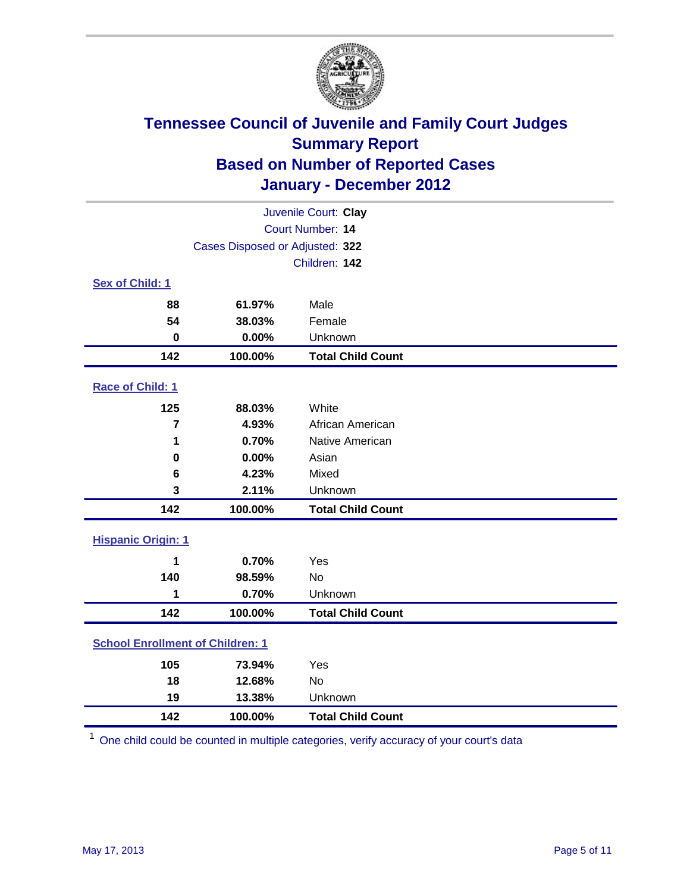# Tennessee Council of Juvenile and Family Court Judges
## Summary Report
## Based on Number of Reported Cases
## January - December 2012

Juvenile Court: **Clay**
Court Number: **14**
Cases Disposed or Adjusted: **322**
Children: **142**

### Sex of Child: 1

| | | |
|---|---|---|
| 88 | 61.97% | Male |
| 54 | 38.03% | Female |
| 0 | 0.00% | Unknown |
| **142** | **100.00%** | **Total Child Count** |

### Race of Child: 1

| | | |
|---|---|---|
| 125 | 88.03% | White |
| 7 | 4.93% | African American |
| 1 | 0.70% | Native American |
| 0 | 0.00% | Asian |
| 6 | 4.23% | Mixed |
| 3 | 2.11% | Unknown |
| **142** | **100.00%** | **Total Child Count** |

### Hispanic Origin: 1

| | | |
|---|---|---|
| 1 | 0.70% | Yes |
| 140 | 98.59% | No |
| 1 | 0.70% | Unknown |
| **142** | **100.00%** | **Total Child Count** |

### School Enrollment of Children: 1

| | | |
|---|---|---|
| 105 | 73.94% | Yes |
| 18 | 12.68% | No |
| 19 | 13.38% | Unknown |
| **142** | **100.00%** | **Total Child Count** |

[1] One child could be counted in multiple categories, verify accuracy of your court's data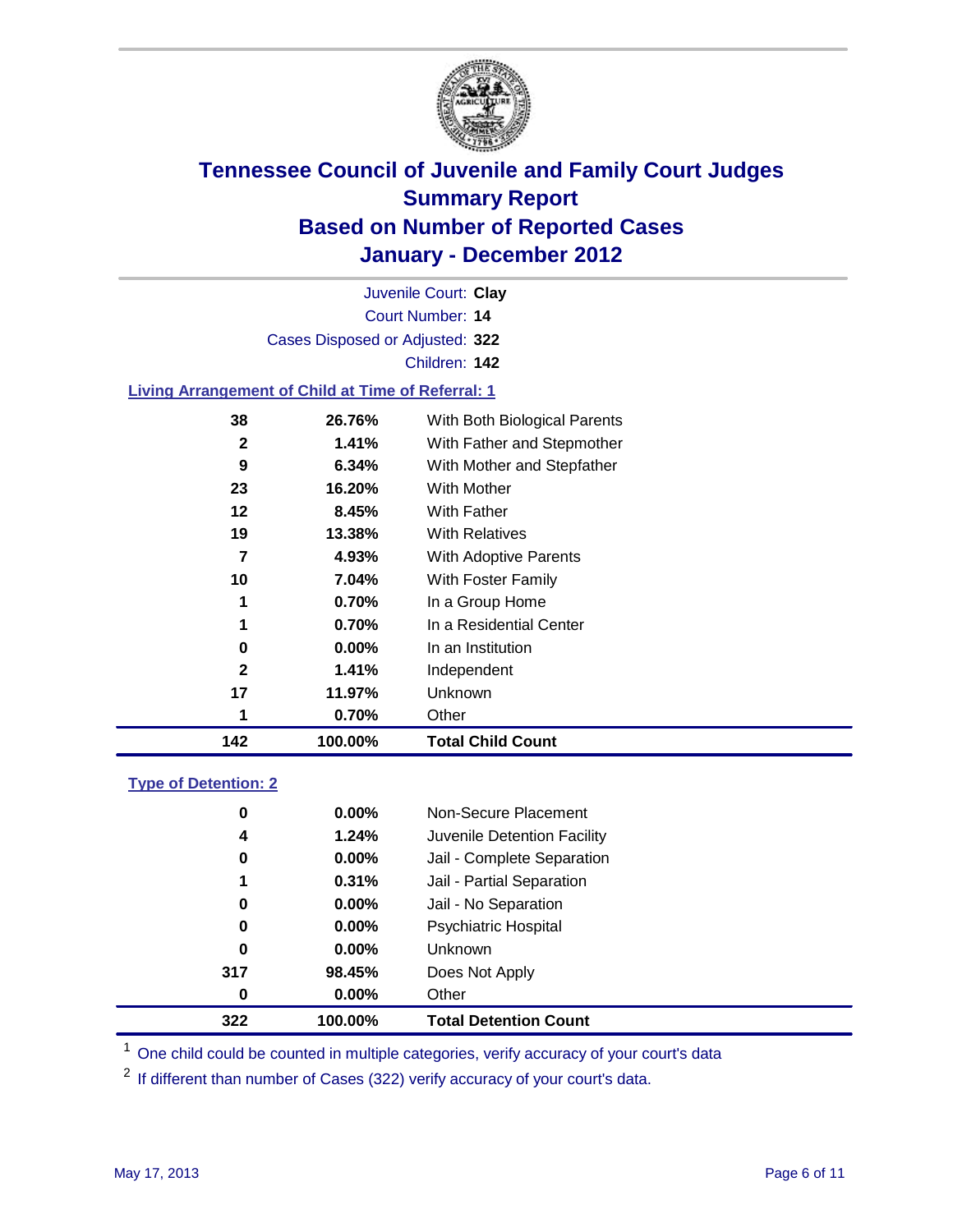# Tennessee Council of Juvenile and Family Court Judges
## Summary Report
## Based on Number of Reported Cases
## January - December 2012

Juvenile Court: **Clay**
Court Number: **14**
Cases Disposed or Adjusted: **322**
Children: **142**

### Living Arrangement of Child at Time of Referral: 1

| Count | Percent | Category |
|---|---|---|
| 38 | 26.76% | With Both Biological Parents |
| 2 | 1.41% | With Father and Stepmother |
| 9 | 6.34% | With Mother and Stepfather |
| 23 | 16.20% | With Mother |
| 12 | 8.45% | With Father |
| 19 | 13.38% | With Relatives |
| 7 | 4.93% | With Adoptive Parents |
| 10 | 7.04% | With Foster Family |
| 1 | 0.70% | In a Group Home |
| 1 | 0.70% | In a Residential Center |
| 0 | 0.00% | In an Institution |
| 2 | 1.41% | Independent |
| 17 | 11.97% | Unknown |
| 1 | 0.70% | Other |
| **142** | **100.00%** | **Total Child Count** |

### Type of Detention: 2

| Count | Percent | Category |
|---|---|---|
| 0 | 0.00% | Non-Secure Placement |
| 4 | 1.24% | Juvenile Detention Facility |
| 0 | 0.00% | Jail - Complete Separation |
| 1 | 0.31% | Jail - Partial Separation |
| 0 | 0.00% | Jail - No Separation |
| 0 | 0.00% | Psychiatric Hospital |
| 0 | 0.00% | Unknown |
| 317 | 98.45% | Does Not Apply |
| 0 | 0.00% | Other |
| **322** | **100.00%** | **Total Detention Count** |

[1] One child could be counted in multiple categories, verify accuracy of your court's data

[2] If different than number of Cases (322) verify accuracy of your court's data.

May 17, 2013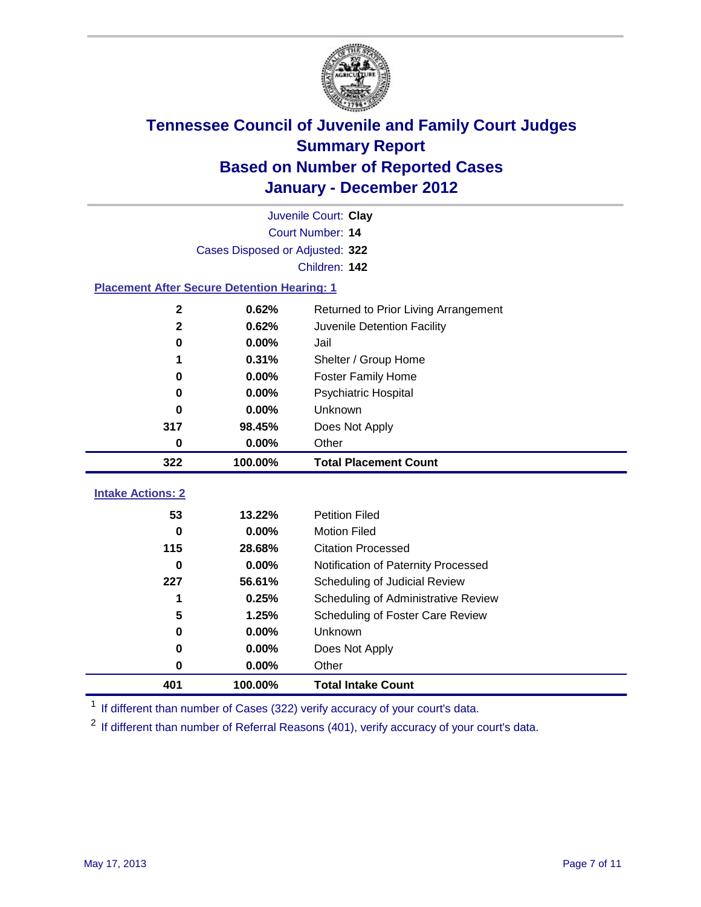# Tennessee Council of Juvenile and Family Court Judges
## Summary Report
## Based on Number of Reported Cases
## January - December 2012

Juvenile Court: **Clay**
Court Number: **14**
Cases Disposed or Adjusted: **322**
Children: **142**

### Placement After Secure Detention Hearing: 1

| | | |
|---|---|---|
| 2 | 0.62% | Returned to Prior Living Arrangement |
| 2 | 0.62% | Juvenile Detention Facility |
| 0 | 0.00% | Jail |
| 1 | 0.31% | Shelter / Group Home |
| 0 | 0.00% | Foster Family Home |
| 0 | 0.00% | Psychiatric Hospital |
| 0 | 0.00% | Unknown |
| 317 | 98.45% | Does Not Apply |
| 0 | 0.00% | Other |
| **322** | **100.00%** | **Total Placement Count** |

### Intake Actions: 2

| | | |
|---|---|---|
| 53 | 13.22% | Petition Filed |
| 0 | 0.00% | Motion Filed |
| 115 | 28.68% | Citation Processed |
| 0 | 0.00% | Notification of Paternity Processed |
| 227 | 56.61% | Scheduling of Judicial Review |
| 1 | 0.25% | Scheduling of Administrative Review |
| 5 | 1.25% | Scheduling of Foster Care Review |
| 0 | 0.00% | Unknown |
| 0 | 0.00% | Does Not Apply |
| 0 | 0.00% | Other |
| **401** | **100.00%** | **Total Intake Count** |

[1] If different than number of Cases (322) verify accuracy of your court's data.

[2] If different than number of Referral Reasons (401), verify accuracy of your court's data.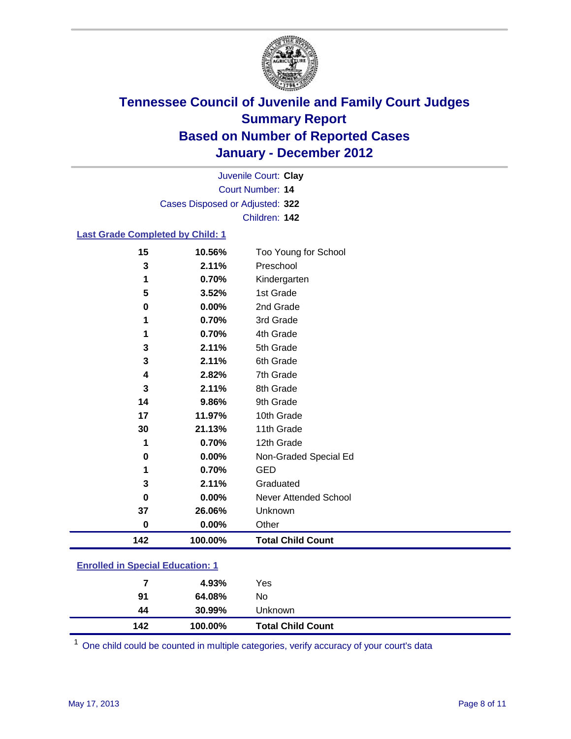# Tennessee Council of Juvenile and Family Court Judges
## Summary Report
## Based on Number of Reported Cases
## January - December 2012

Juvenile Court: **Clay**
Court Number: **14**
Cases Disposed or Adjusted: **322**
Children: **142**

### Last Grade Completed by Child: 1

| Count | Percent | Category |
|---|---|---|
| 15 | 10.56% | Too Young for School |
| 3 | 2.11% | Preschool |
| 1 | 0.70% | Kindergarten |
| 5 | 3.52% | 1st Grade |
| 0 | 0.00% | 2nd Grade |
| 1 | 0.70% | 3rd Grade |
| 1 | 0.70% | 4th Grade |
| 3 | 2.11% | 5th Grade |
| 3 | 2.11% | 6th Grade |
| 4 | 2.82% | 7th Grade |
| 3 | 2.11% | 8th Grade |
| 14 | 9.86% | 9th Grade |
| 17 | 11.97% | 10th Grade |
| 30 | 21.13% | 11th Grade |
| 1 | 0.70% | 12th Grade |
| 0 | 0.00% | Non-Graded Special Ed |
| 1 | 0.70% | GED |
| 3 | 2.11% | Graduated |
| 0 | 0.00% | Never Attended School |
| 37 | 26.06% | Unknown |
| 0 | 0.00% | Other |
| **142** | **100.00%** | **Total Child Count** |

### Enrolled in Special Education: 1

| Count | Percent | Category |
|---|---|---|
| 7 | 4.93% | Yes |
| 91 | 64.08% | No |
| 44 | 30.99% | Unknown |
| **142** | **100.00%** | **Total Child Count** |

[1] One child could be counted in multiple categories, verify accuracy of your court's data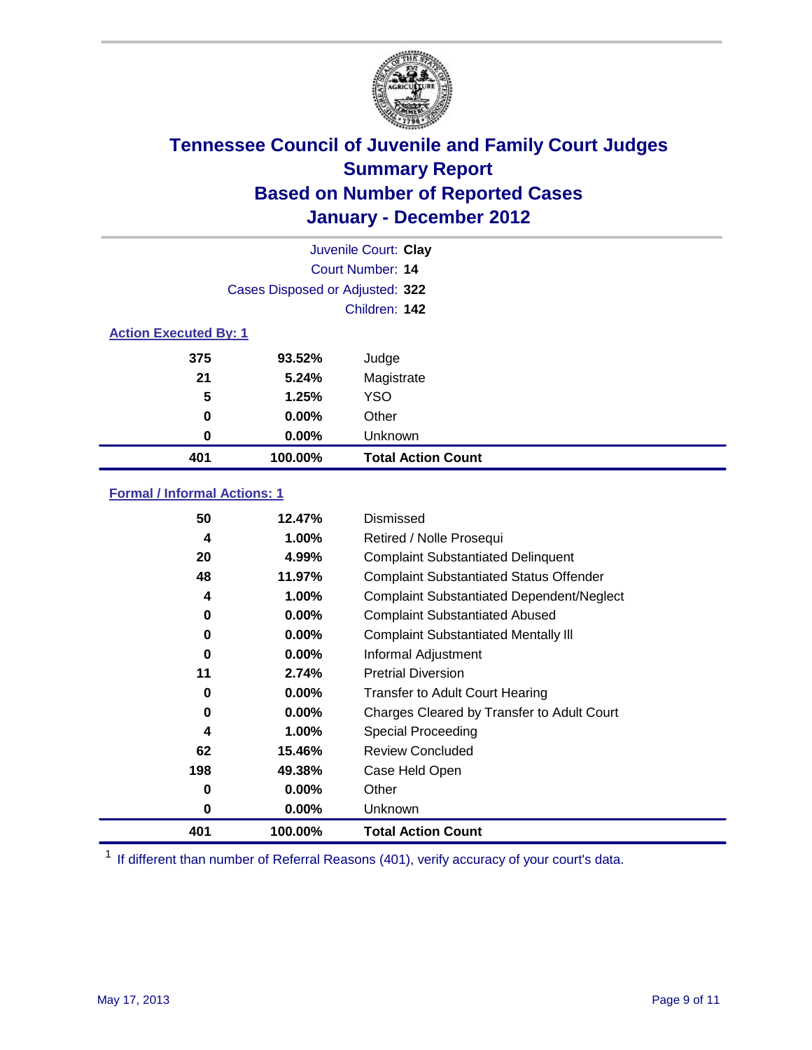# Tennessee Council of Juvenile and Family Court Judges
## Summary Report
## Based on Number of Reported Cases
## January - December 2012

Juvenile Court: **Clay**
Court Number: **14**
Cases Disposed or Adjusted: **322**
Children: **142**

### Action Executed By: 1

| | | |
|---|---|---|
| 375 | 93.52% | Judge |
| 21 | 5.24% | Magistrate |
| 5 | 1.25% | YSO |
| 0 | 0.00% | Other |
| 0 | 0.00% | Unknown |
| **401** | **100.00%** | **Total Action Count** |

### Formal / Informal Actions: 1

| | | |
|---|---|---|
| 50 | 12.47% | Dismissed |
| 4 | 1.00% | Retired / Nolle Prosequi |
| 20 | 4.99% | Complaint Substantiated Delinquent |
| 48 | 11.97% | Complaint Substantiated Status Offender |
| 4 | 1.00% | Complaint Substantiated Dependent/Neglect |
| 0 | 0.00% | Complaint Substantiated Abused |
| 0 | 0.00% | Complaint Substantiated Mentally Ill |
| 0 | 0.00% | Informal Adjustment |
| 11 | 2.74% | Pretrial Diversion |
| 0 | 0.00% | Transfer to Adult Court Hearing |
| 0 | 0.00% | Charges Cleared by Transfer to Adult Court |
| 4 | 1.00% | Special Proceeding |
| 62 | 15.46% | Review Concluded |
| 198 | 49.38% | Case Held Open |
| 0 | 0.00% | Other |
| 0 | 0.00% | Unknown |
| **401** | **100.00%** | **Total Action Count** |

[1] If different than number of Referral Reasons (401), verify accuracy of your court's data.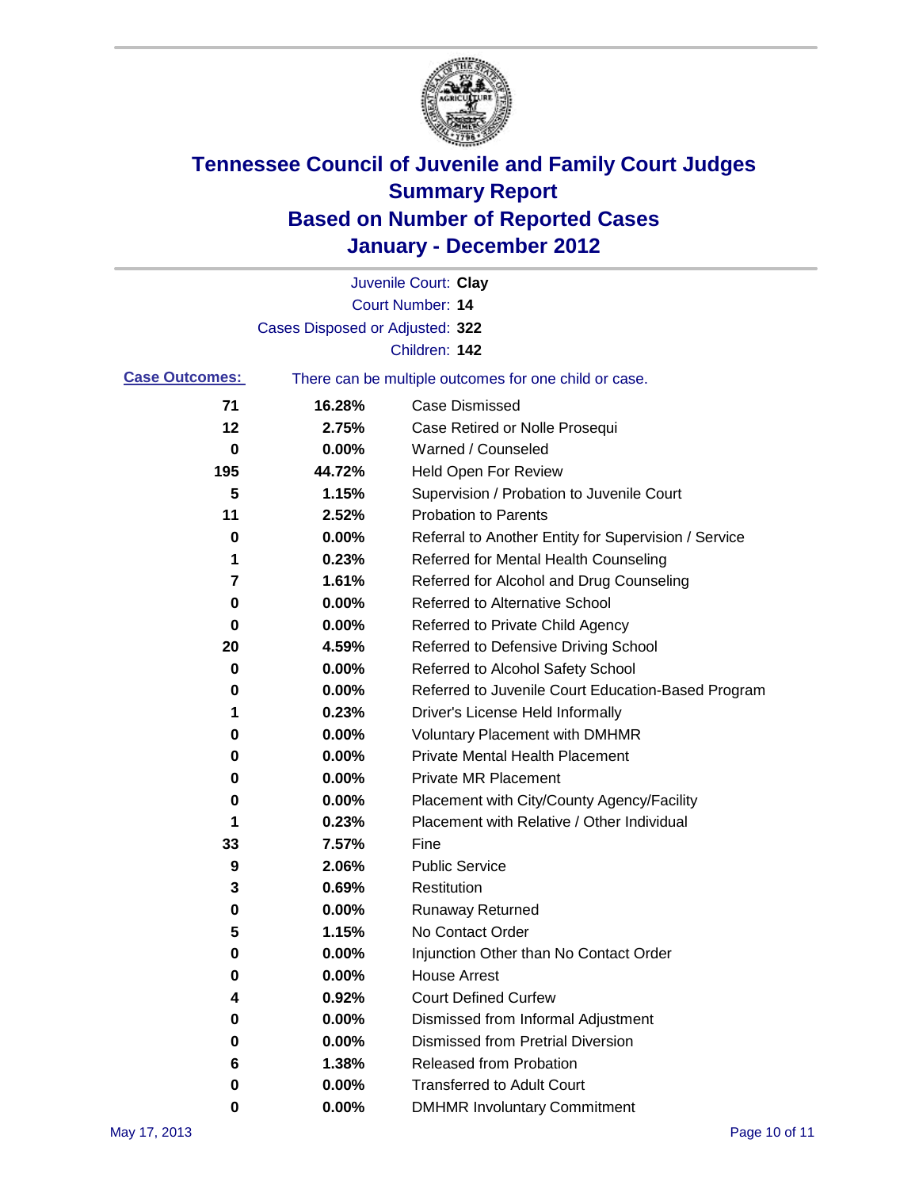# Tennessee Council of Juvenile and Family Court Judges
## Summary Report
## Based on Number of Reported Cases
## January - December 2012

Juvenile Court: **Clay**
Court Number: **14**
Cases Disposed or Adjusted: **322**
Children: **142**

**Case Outcomes:** There can be multiple outcomes for one child or case.

| Count | Percent | Outcome |
|---|---|---|
| 71 | 16.28% | Case Dismissed |
| 12 | 2.75% | Case Retired or Nolle Prosequi |
| 0 | 0.00% | Warned / Counseled |
| 195 | 44.72% | Held Open For Review |
| 5 | 1.15% | Supervision / Probation to Juvenile Court |
| 11 | 2.52% | Probation to Parents |
| 0 | 0.00% | Referral to Another Entity for Supervision / Service |
| 1 | 0.23% | Referred for Mental Health Counseling |
| 7 | 1.61% | Referred for Alcohol and Drug Counseling |
| 0 | 0.00% | Referred to Alternative School |
| 0 | 0.00% | Referred to Private Child Agency |
| 20 | 4.59% | Referred to Defensive Driving School |
| 0 | 0.00% | Referred to Alcohol Safety School |
| 0 | 0.00% | Referred to Juvenile Court Education-Based Program |
| 1 | 0.23% | Driver's License Held Informally |
| 0 | 0.00% | Voluntary Placement with DMHMR |
| 0 | 0.00% | Private Mental Health Placement |
| 0 | 0.00% | Private MR Placement |
| 0 | 0.00% | Placement with City/County Agency/Facility |
| 1 | 0.23% | Placement with Relative / Other Individual |
| 33 | 7.57% | Fine |
| 9 | 2.06% | Public Service |
| 3 | 0.69% | Restitution |
| 0 | 0.00% | Runaway Returned |
| 5 | 1.15% | No Contact Order |
| 0 | 0.00% | Injunction Other than No Contact Order |
| 0 | 0.00% | House Arrest |
| 4 | 0.92% | Court Defined Curfew |
| 0 | 0.00% | Dismissed from Informal Adjustment |
| 0 | 0.00% | Dismissed from Pretrial Diversion |
| 6 | 1.38% | Released from Probation |
| 0 | 0.00% | Transferred to Adult Court |
| 0 | 0.00% | DMHMR Involuntary Commitment |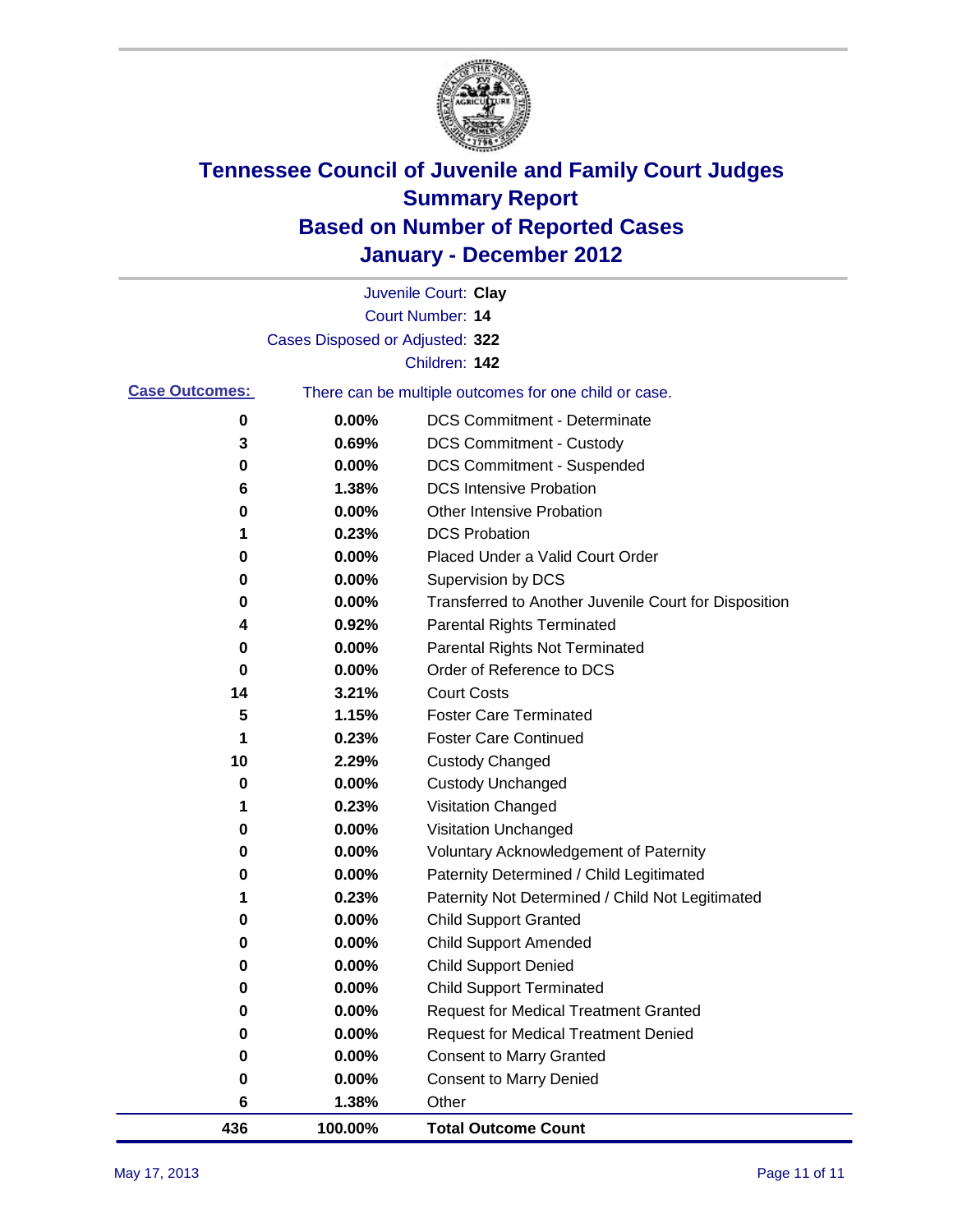# Tennessee Council of Juvenile and Family Court Judges
## Summary Report
## Based on Number of Reported Cases
## January - December 2012

Juvenile Court: **Clay**
Court Number: **14**
Cases Disposed or Adjusted: **322**
Children: **142**

**Case Outcomes:** There can be multiple outcomes for one child or case.

| | | |
|---|---|---|
| 0 | 0.00% | DCS Commitment - Determinate |
| 3 | 0.69% | DCS Commitment - Custody |
| 0 | 0.00% | DCS Commitment - Suspended |
| 6 | 1.38% | DCS Intensive Probation |
| 0 | 0.00% | Other Intensive Probation |
| 1 | 0.23% | DCS Probation |
| 0 | 0.00% | Placed Under a Valid Court Order |
| 0 | 0.00% | Supervision by DCS |
| 0 | 0.00% | Transferred to Another Juvenile Court for Disposition |
| 4 | 0.92% | Parental Rights Terminated |
| 0 | 0.00% | Parental Rights Not Terminated |
| 0 | 0.00% | Order of Reference to DCS |
| 14 | 3.21% | Court Costs |
| 5 | 1.15% | Foster Care Terminated |
| 1 | 0.23% | Foster Care Continued |
| 10 | 2.29% | Custody Changed |
| 0 | 0.00% | Custody Unchanged |
| 1 | 0.23% | Visitation Changed |
| 0 | 0.00% | Visitation Unchanged |
| 0 | 0.00% | Voluntary Acknowledgement of Paternity |
| 0 | 0.00% | Paternity Determined / Child Legitimated |
| 1 | 0.23% | Paternity Not Determined / Child Not Legitimated |
| 0 | 0.00% | Child Support Granted |
| 0 | 0.00% | Child Support Amended |
| 0 | 0.00% | Child Support Denied |
| 0 | 0.00% | Child Support Terminated |
| 0 | 0.00% | Request for Medical Treatment Granted |
| 0 | 0.00% | Request for Medical Treatment Denied |
| 0 | 0.00% | Consent to Marry Granted |
| 0 | 0.00% | Consent to Marry Denied |
| 6 | 1.38% | Other |
| **436** | **100.00%** | **Total Outcome Count** |